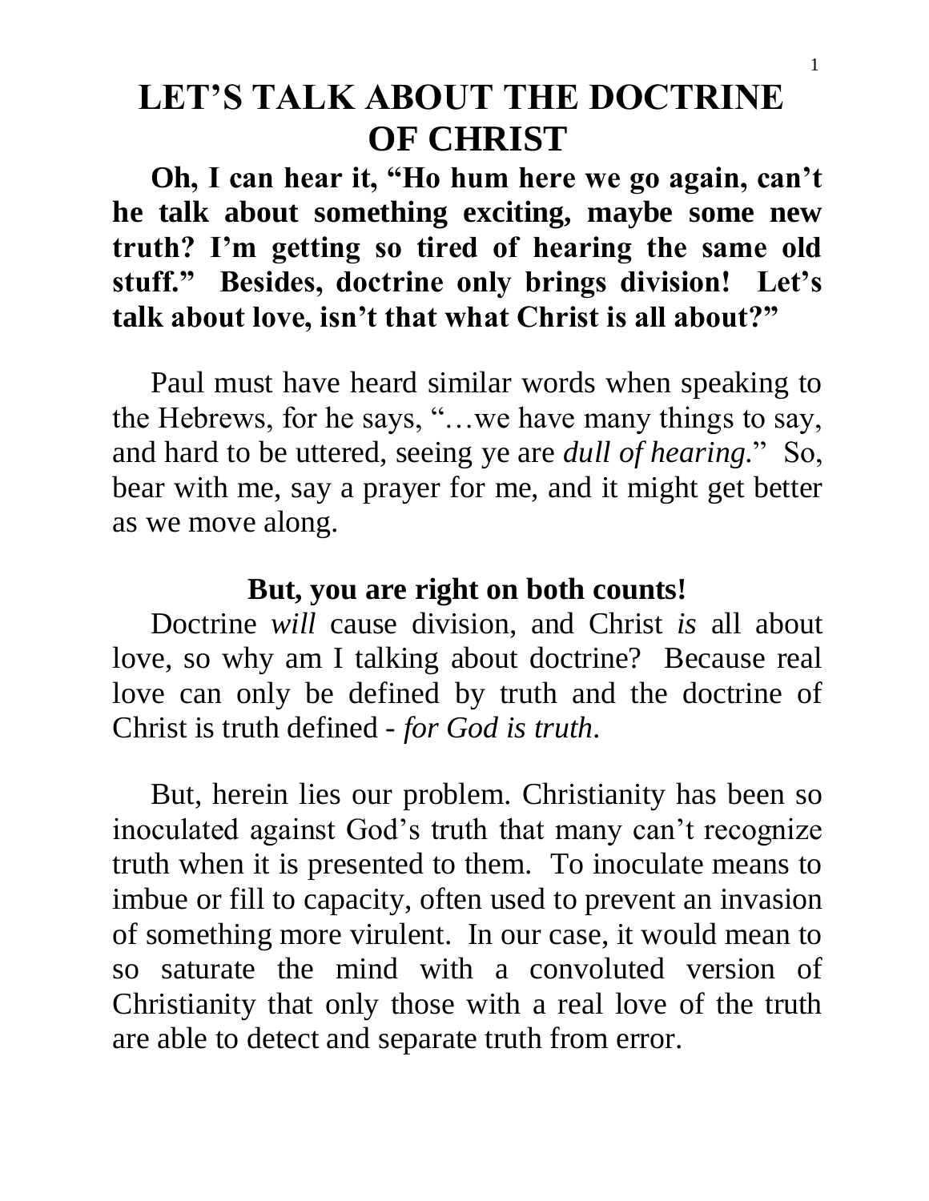# LET'S TALK ABOUT THE DOCTRINE OF CHRIST

**Oh, I can hear it, "Ho hum here we go again, can't he talk about something exciting, maybe some new truth? I'm getting so tired of hearing the same old stuff." Besides, doctrine only brings division! Let's talk about love, isn't that what Christ is all about?"**

Paul must have heard similar words when speaking to the Hebrews, for he says, "…we have many things to say, and hard to be uttered, seeing ye are *dull of hearing.*" So, bear with me, say a prayer for me, and it might get better as we move along.

**But, you are right on both counts!**

Doctrine *will* cause division, and Christ *is* all about love, so why am I talking about doctrine? Because real love can only be defined by truth and the doctrine of Christ is truth defined - *for God is truth*.

But, herein lies our problem. Christianity has been so inoculated against God's truth that many can't recognize truth when it is presented to them. To inoculate means to imbue or fill to capacity, often used to prevent an invasion of something more virulent. In our case, it would mean to so saturate the mind with a convoluted version of Christianity that only those with a real love of the truth are able to detect and separate truth from error.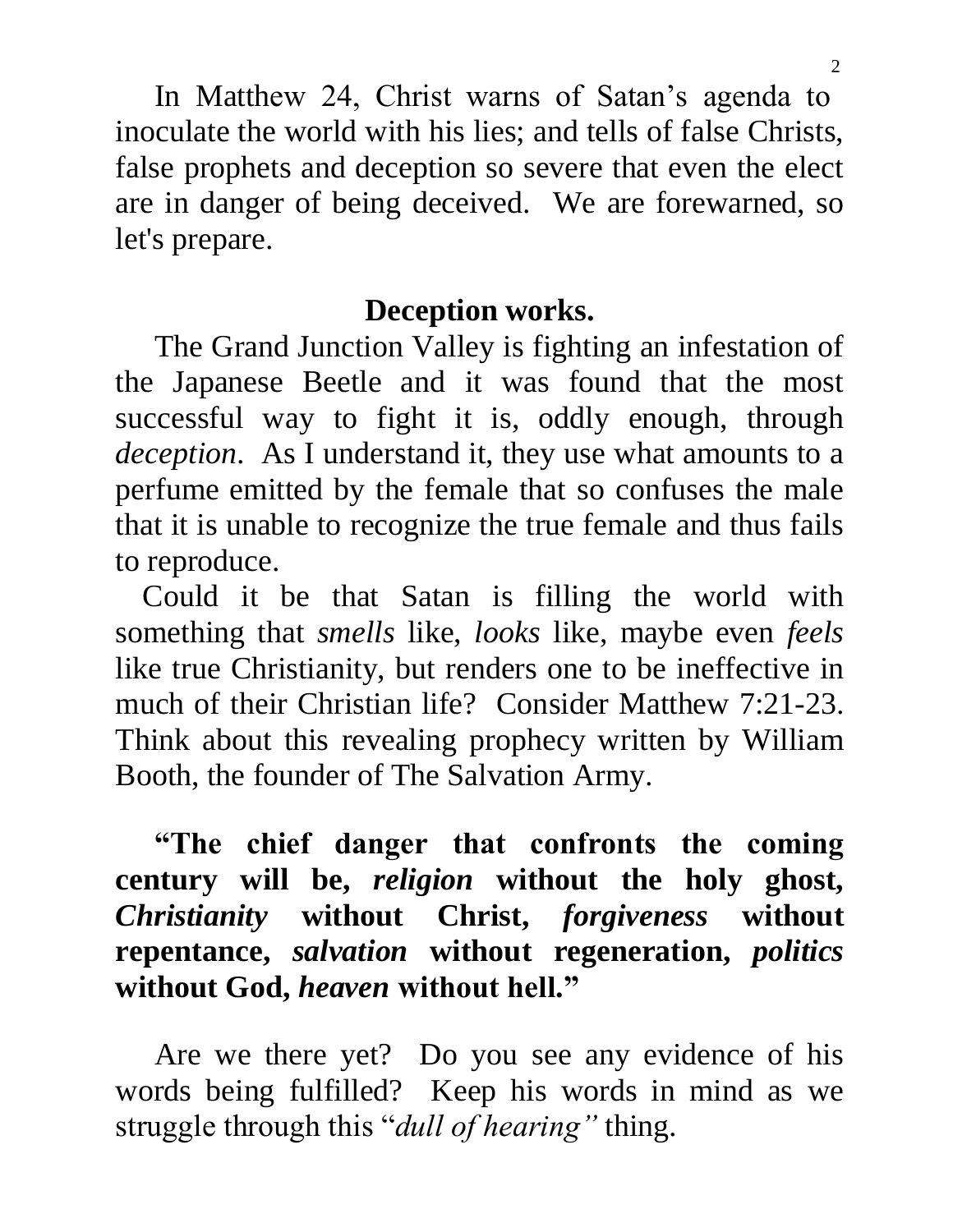In Matthew 24, Christ warns of Satan's agenda to inoculate the world with his lies; and tells of false Christs, false prophets and deception so severe that even the elect are in danger of being deceived. We are forewarned, so let's prepare.

## Deception works.

The Grand Junction Valley is fighting an infestation of the Japanese Beetle and it was found that the most successful way to fight it is, oddly enough, through *deception*. As I understand it, they use what amounts to a perfume emitted by the female that so confuses the male that it is unable to recognize the true female and thus fails to reproduce.

Could it be that Satan is filling the world with something that *smells* like, *looks* like, maybe even *feels* like true Christianity, but renders one to be ineffective in much of their Christian life? Consider Matthew 7:21-23. Think about this revealing prophecy written by William Booth, the founder of The Salvation Army.

**"The chief danger that confronts the coming century will be, *religion* without the holy ghost, *Christianity* without Christ, *forgiveness* without repentance, *salvation* without regeneration, *politics* without God, *heaven* without hell."**

Are we there yet? Do you see any evidence of his words being fulfilled? Keep his words in mind as we struggle through this "*dull of hearing"* thing.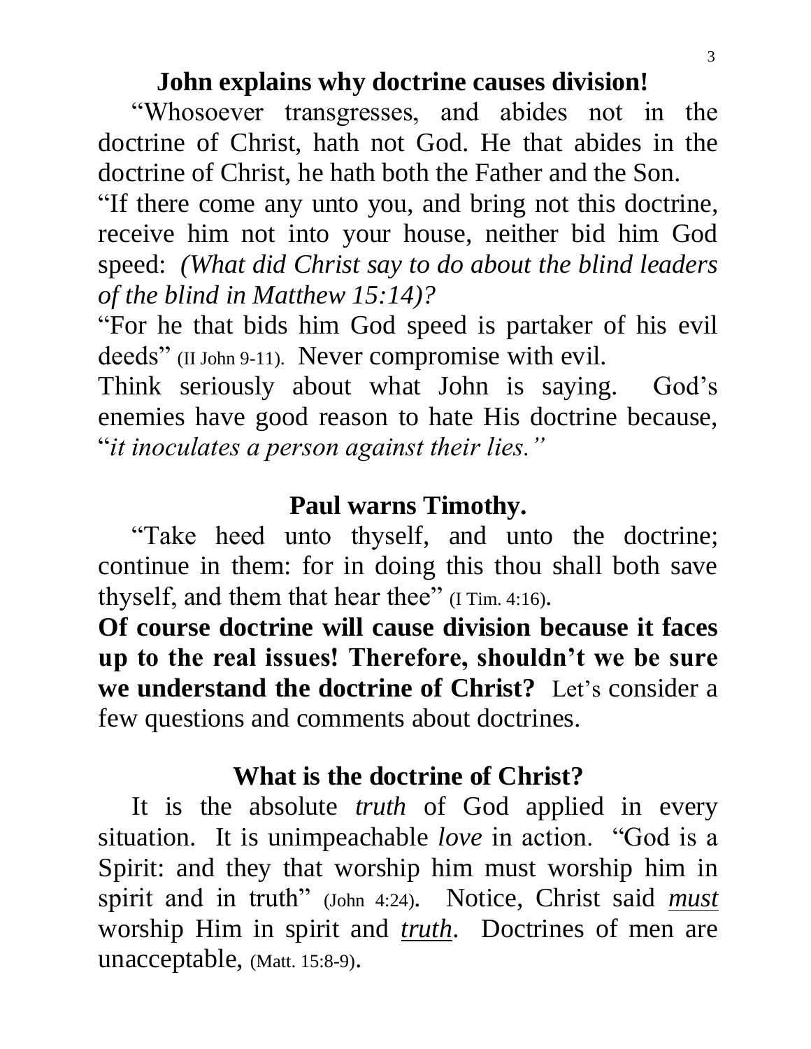## John explains why doctrine causes division!

"Whosoever transgresses, and abides not in the doctrine of Christ, hath not God. He that abides in the doctrine of Christ, he hath both the Father and the Son.

"If there come any unto you, and bring not this doctrine, receive him not into your house, neither bid him God speed: *(What did Christ say to do about the blind leaders of the blind in Matthew 15:14)?*

"For he that bids him God speed is partaker of his evil deeds" (II John 9-11). Never compromise with evil.

Think seriously about what John is saying. God's enemies have good reason to hate His doctrine because, "*it inoculates a person against their lies."*

## Paul warns Timothy.

"Take heed unto thyself, and unto the doctrine; continue in them: for in doing this thou shall both save thyself, and them that hear thee" (I Tim. 4:16).

**Of course doctrine will cause division because it faces up to the real issues! Therefore, shouldn't we be sure we understand the doctrine of Christ?** Let's consider a few questions and comments about doctrines.

## What is the doctrine of Christ?

It is the absolute *truth* of God applied in every situation. It is unimpeachable *love* in action. "God is a Spirit: and they that worship him must worship him in spirit and in truth" (John 4:24). Notice, Christ said ***must*** worship Him in spirit and ***truth***. Doctrines of men are unacceptable, (Matt. 15:8-9).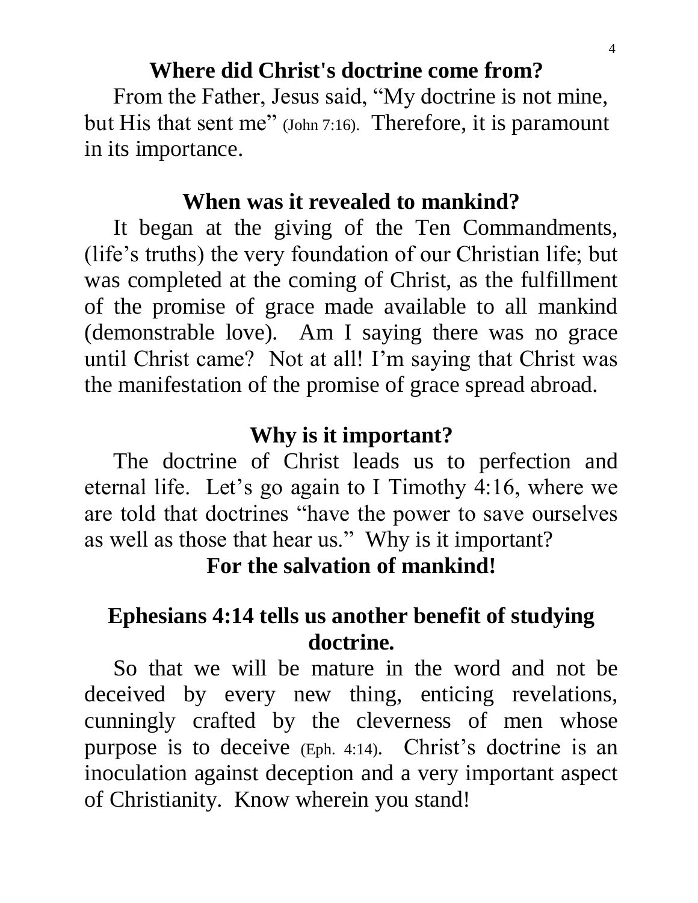## Where did Christ's doctrine come from?

From the Father, Jesus said, "My doctrine is not mine, but His that sent me" (John 7:16). Therefore, it is paramount in its importance.

## When was it revealed to mankind?

It began at the giving of the Ten Commandments, (life's truths) the very foundation of our Christian life; but was completed at the coming of Christ, as the fulfillment of the promise of grace made available to all mankind (demonstrable love). Am I saying there was no grace until Christ came? Not at all! I'm saying that Christ was the manifestation of the promise of grace spread abroad.

## Why is it important?

The doctrine of Christ leads us to perfection and eternal life. Let's go again to I Timothy 4:16, where we are told that doctrines "have the power to save ourselves as well as those that hear us." Why is it important?

**For the salvation of mankind!**

## Ephesians 4:14 tells us another benefit of studying doctrine.

So that we will be mature in the word and not be deceived by every new thing, enticing revelations, cunningly crafted by the cleverness of men whose purpose is to deceive (Eph. 4:14). Christ's doctrine is an inoculation against deception and a very important aspect of Christianity. Know wherein you stand!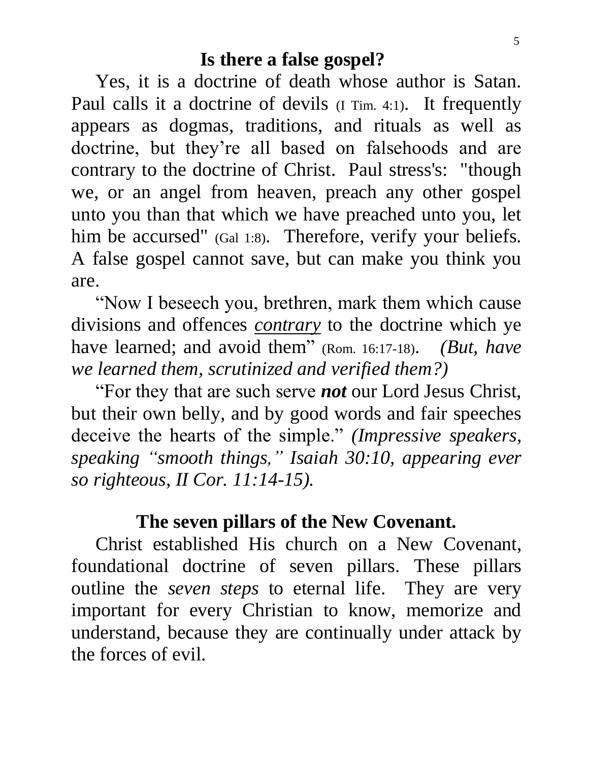## Is there a false gospel?

Yes, it is a doctrine of death whose author is Satan. Paul calls it a doctrine of devils (I Tim. 4:1). It frequently appears as dogmas, traditions, and rituals as well as doctrine, but they're all based on falsehoods and are contrary to the doctrine of Christ. Paul stress's: "though we, or an angel from heaven, preach any other gospel unto you than that which we have preached unto you, let him be accursed" (Gal 1:8). Therefore, verify your beliefs. A false gospel cannot save, but can make you think you are.

"Now I beseech you, brethren, mark them which cause divisions and offences <u>*contrary*</u> to the doctrine which ye have learned; and avoid them" (Rom. 16:17-18). *(But, have we learned them, scrutinized and verified them?)*

"For they that are such serve ***not*** our Lord Jesus Christ, but their own belly, and by good words and fair speeches deceive the hearts of the simple." *(Impressive speakers, speaking "smooth things," Isaiah 30:10, appearing ever so righteous, II Cor. 11:14-15).*

## The seven pillars of the New Covenant.

Christ established His church on a New Covenant, foundational doctrine of seven pillars. These pillars outline the *seven steps* to eternal life. They are very important for every Christian to know, memorize and understand, because they are continually under attack by the forces of evil.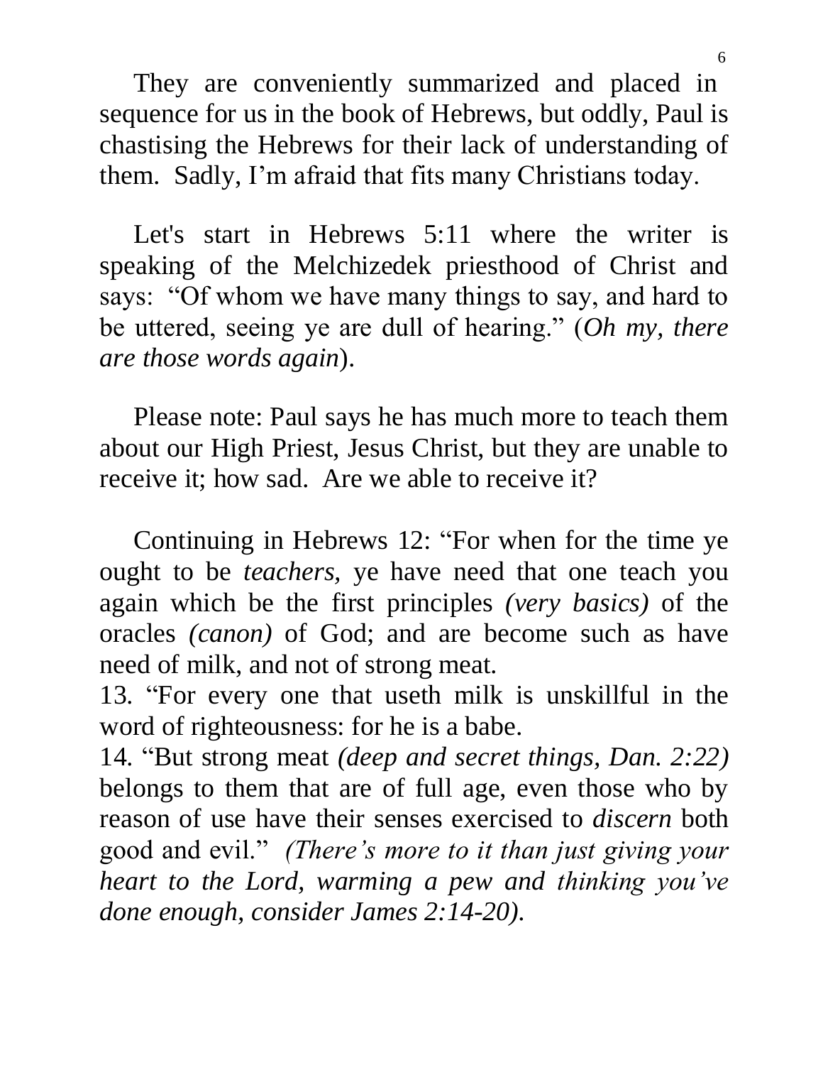They are conveniently summarized and placed in sequence for us in the book of Hebrews, but oddly, Paul is chastising the Hebrews for their lack of understanding of them. Sadly, I'm afraid that fits many Christians today.

Let's start in Hebrews 5:11 where the writer is speaking of the Melchizedek priesthood of Christ and says: "Of whom we have many things to say, and hard to be uttered, seeing ye are dull of hearing." (*Oh my, there are those words again*).

Please note: Paul says he has much more to teach them about our High Priest, Jesus Christ, but they are unable to receive it; how sad. Are we able to receive it?

Continuing in Hebrews 12: "For when for the time ye ought to be *teachers,* ye have need that one teach you again which be the first principles *(very basics)* of the oracles *(canon)* of God; and are become such as have need of milk, and not of strong meat.

13. "For every one that useth milk is unskillful in the word of righteousness: for he is a babe.

14. "But strong meat *(deep and secret things, Dan. 2:22)* belongs to them that are of full age, even those who by reason of use have their senses exercised to *discern* both good and evil." *(There's more to it than just giving your heart to the Lord, warming a pew and thinking you've done enough, consider James 2:14-20).*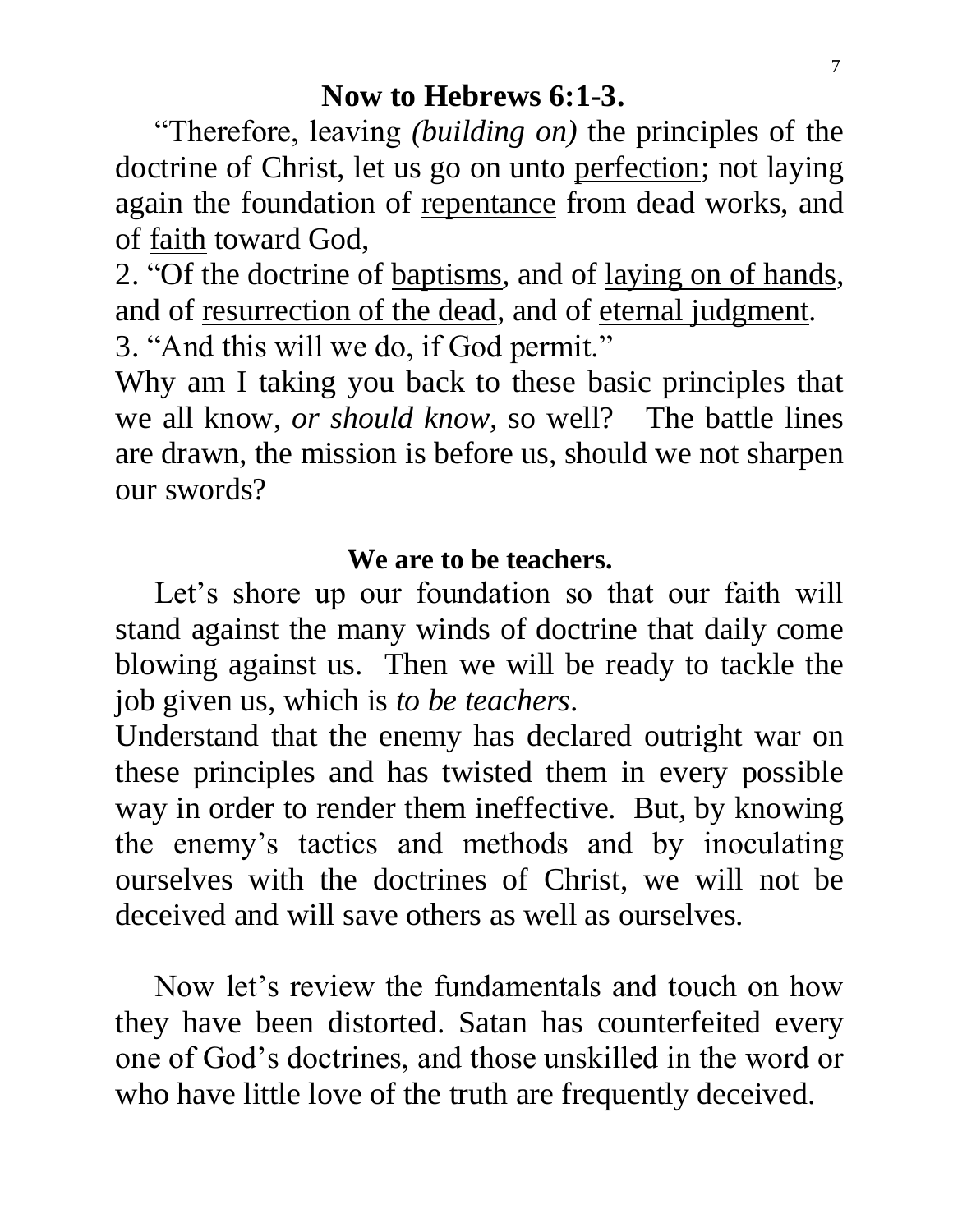## Now to Hebrews 6:1-3.

"Therefore, leaving *(building on)* the principles of the doctrine of Christ, let us go on unto perfection; not laying again the foundation of repentance from dead works, and of faith toward God,

2. "Of the doctrine of baptisms, and of laying on of hands, and of resurrection of the dead, and of eternal judgment.

3. "And this will we do, if God permit."

Why am I taking you back to these basic principles that we all know, *or should know,* so well? The battle lines are drawn, the mission is before us, should we not sharpen our swords?

## We are to be teachers.

Let's shore up our foundation so that our faith will stand against the many winds of doctrine that daily come blowing against us. Then we will be ready to tackle the job given us, which is *to be teachers*.

Understand that the enemy has declared outright war on these principles and has twisted them in every possible way in order to render them ineffective. But, by knowing the enemy's tactics and methods and by inoculating ourselves with the doctrines of Christ, we will not be deceived and will save others as well as ourselves.

Now let's review the fundamentals and touch on how they have been distorted. Satan has counterfeited every one of God's doctrines, and those unskilled in the word or who have little love of the truth are frequently deceived.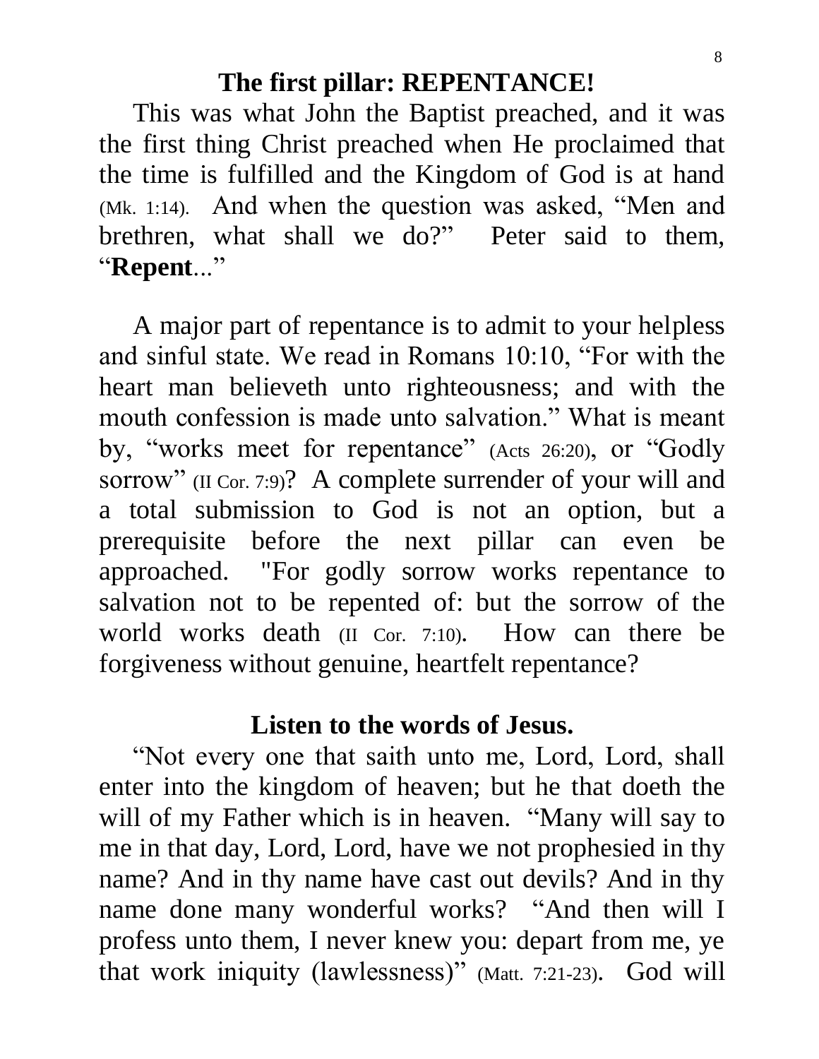## The first pillar: REPENTANCE!

This was what John the Baptist preached, and it was the first thing Christ preached when He proclaimed that the time is fulfilled and the Kingdom of God is at hand (Mk. 1:14). And when the question was asked, "Men and brethren, what shall we do?" Peter said to them, "**Repent**..."

A major part of repentance is to admit to your helpless and sinful state. We read in Romans 10:10, "For with the heart man believeth unto righteousness; and with the mouth confession is made unto salvation." What is meant by, "works meet for repentance" (Acts 26:20), or "Godly sorrow" (II Cor. 7:9)? A complete surrender of your will and a total submission to God is not an option, but a prerequisite before the next pillar can even be approached. "For godly sorrow works repentance to salvation not to be repented of: but the sorrow of the world works death (II Cor. 7:10). How can there be forgiveness without genuine, heartfelt repentance?

## Listen to the words of Jesus.

"Not every one that saith unto me, Lord, Lord, shall enter into the kingdom of heaven; but he that doeth the will of my Father which is in heaven. "Many will say to me in that day, Lord, Lord, have we not prophesied in thy name? And in thy name have cast out devils? And in thy name done many wonderful works? "And then will I profess unto them, I never knew you: depart from me, ye that work iniquity (lawlessness)" (Matt. 7:21-23). God will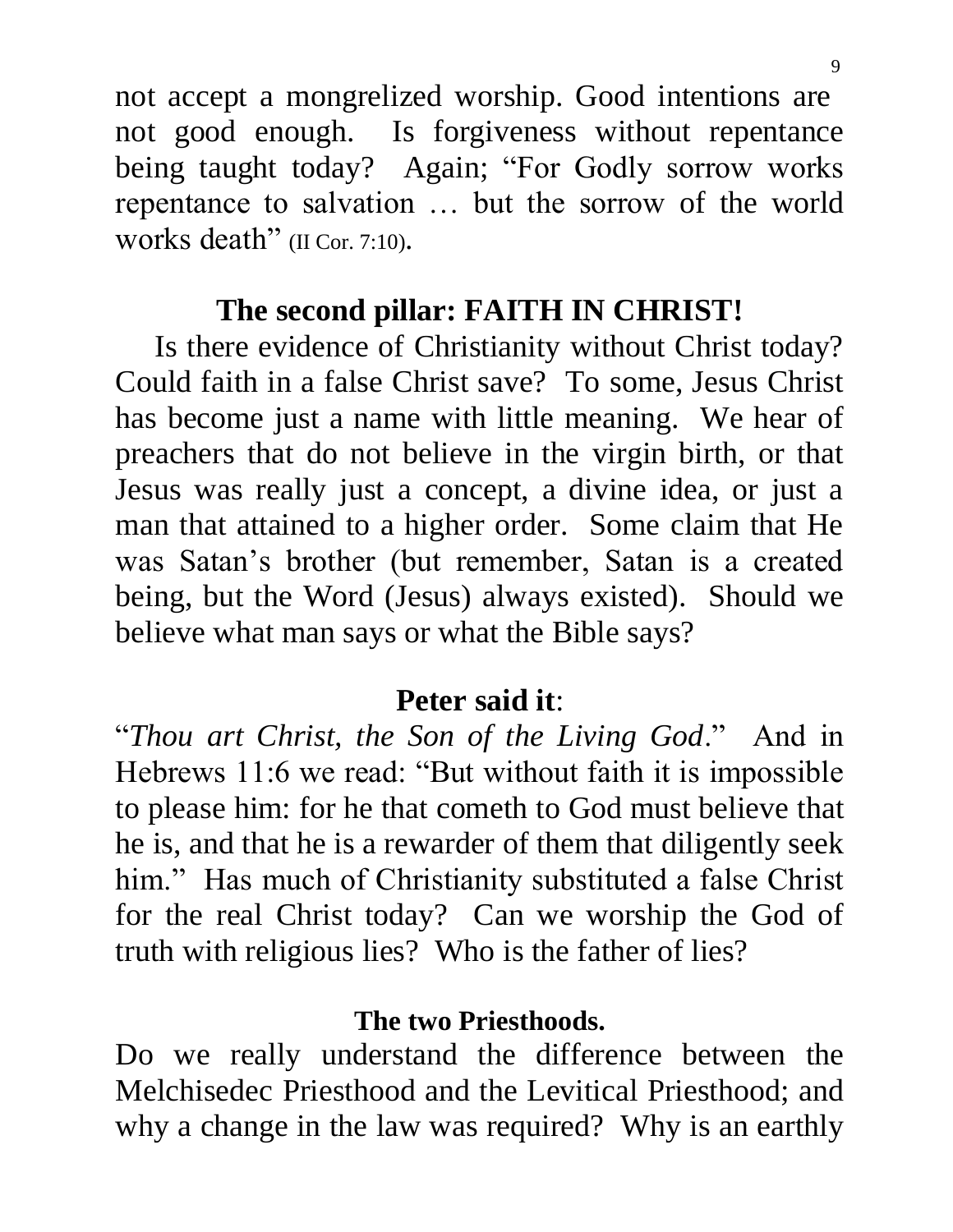not accept a mongrelized worship. Good intentions are not good enough. Is forgiveness without repentance being taught today? Again; "For Godly sorrow works repentance to salvation … but the sorrow of the world works death" (II Cor. 7:10).

## The second pillar: FAITH IN CHRIST!

Is there evidence of Christianity without Christ today? Could faith in a false Christ save? To some, Jesus Christ has become just a name with little meaning. We hear of preachers that do not believe in the virgin birth, or that Jesus was really just a concept, a divine idea, or just a man that attained to a higher order. Some claim that He was Satan's brother (but remember, Satan is a created being, but the Word (Jesus) always existed). Should we believe what man says or what the Bible says?

## Peter said it:

"*Thou art Christ, the Son of the Living God*." And in Hebrews 11:6 we read: "But without faith it is impossible to please him: for he that cometh to God must believe that he is, and that he is a rewarder of them that diligently seek him." Has much of Christianity substituted a false Christ for the real Christ today? Can we worship the God of truth with religious lies? Who is the father of lies?

### The two Priesthoods.

Do we really understand the difference between the Melchisedec Priesthood and the Levitical Priesthood; and why a change in the law was required? Why is an earthly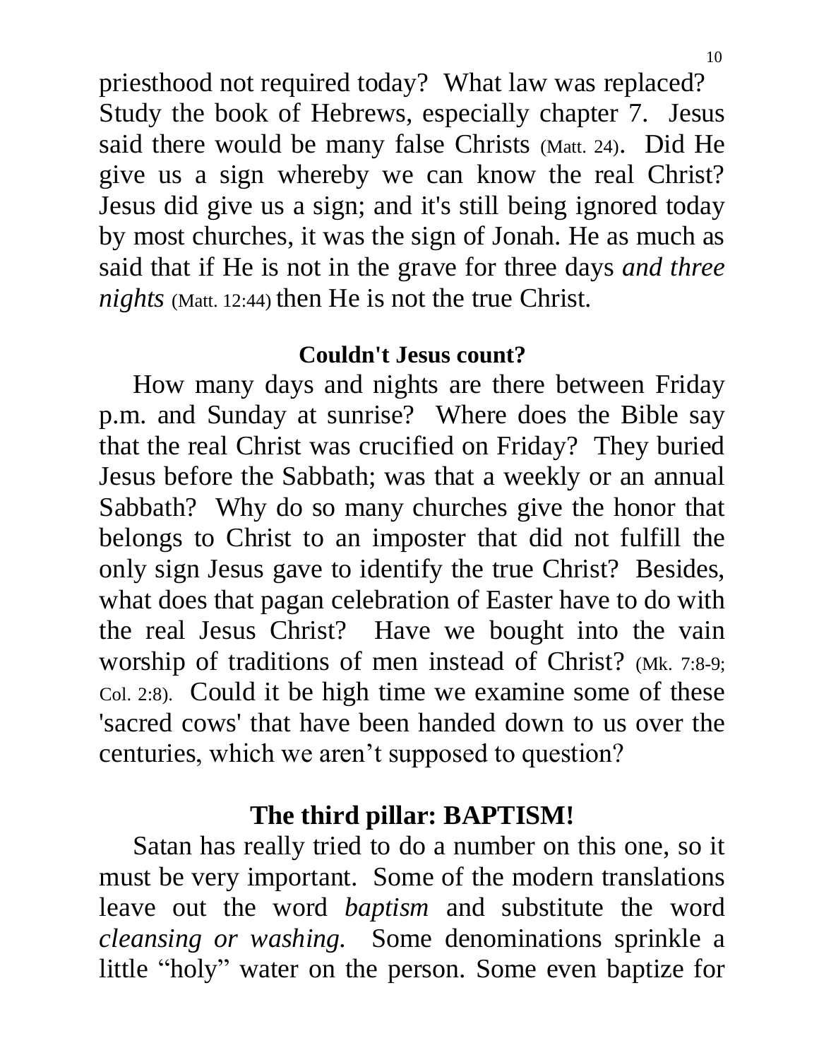priesthood not required today? What law was replaced? Study the book of Hebrews, especially chapter 7. Jesus said there would be many false Christs (Matt. 24). Did He give us a sign whereby we can know the real Christ? Jesus did give us a sign; and it's still being ignored today by most churches, it was the sign of Jonah. He as much as said that if He is not in the grave for three days *and three nights* (Matt. 12:44) then He is not the true Christ.

**Couldn't Jesus count?**

How many days and nights are there between Friday p.m. and Sunday at sunrise? Where does the Bible say that the real Christ was crucified on Friday? They buried Jesus before the Sabbath; was that a weekly or an annual Sabbath? Why do so many churches give the honor that belongs to Christ to an imposter that did not fulfill the only sign Jesus gave to identify the true Christ? Besides, what does that pagan celebration of Easter have to do with the real Jesus Christ? Have we bought into the vain worship of traditions of men instead of Christ? (Mk. 7:8-9; Col. 2:8). Could it be high time we examine some of these 'sacred cows' that have been handed down to us over the centuries, which we aren't supposed to question?

## The third pillar: BAPTISM!

Satan has really tried to do a number on this one, so it must be very important. Some of the modern translations leave out the word *baptism* and substitute the word *cleansing or washing.* Some denominations sprinkle a little "holy" water on the person. Some even baptize for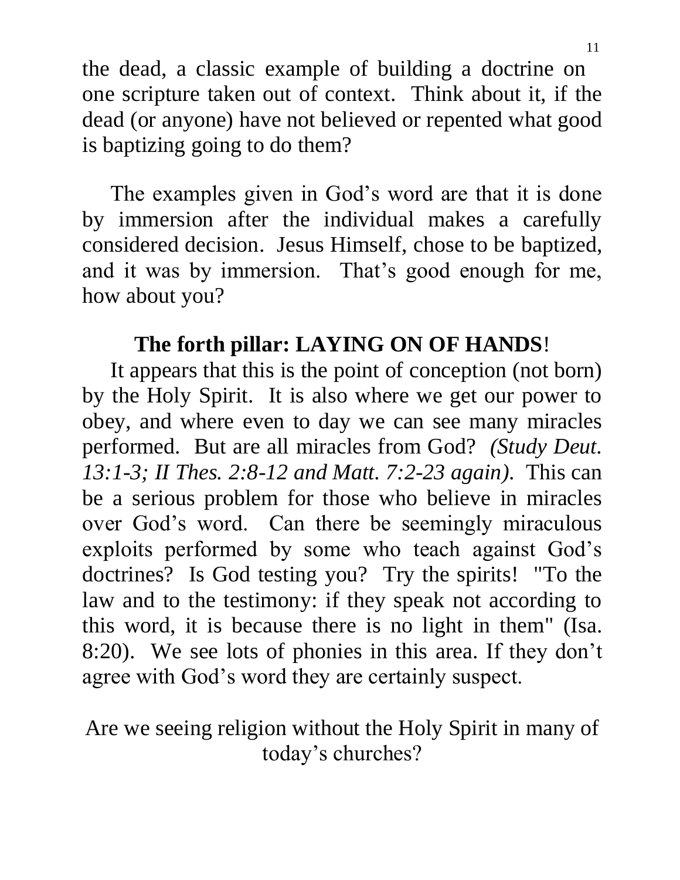the dead, a classic example of building a doctrine on one scripture taken out of context. Think about it, if the dead (or anyone) have not believed or repented what good is baptizing going to do them?

The examples given in God's word are that it is done by immersion after the individual makes a carefully considered decision. Jesus Himself, chose to be baptized, and it was by immersion. That's good enough for me, how about you?

### The forth pillar: LAYING ON OF HANDS!

It appears that this is the point of conception (not born) by the Holy Spirit. It is also where we get our power to obey, and where even to day we can see many miracles performed. But are all miracles from God? *(Study Deut. 13:1-3; II Thes. 2:8-12 and Matt. 7:2-23 again).* This can be a serious problem for those who believe in miracles over God's word. Can there be seemingly miraculous exploits performed by some who teach against God's doctrines? Is God testing you? Try the spirits! "To the law and to the testimony: if they speak not according to this word, it is because there is no light in them" (Isa. 8:20). We see lots of phonies in this area. If they don't agree with God's word they are certainly suspect.

Are we seeing religion without the Holy Spirit in many of today's churches?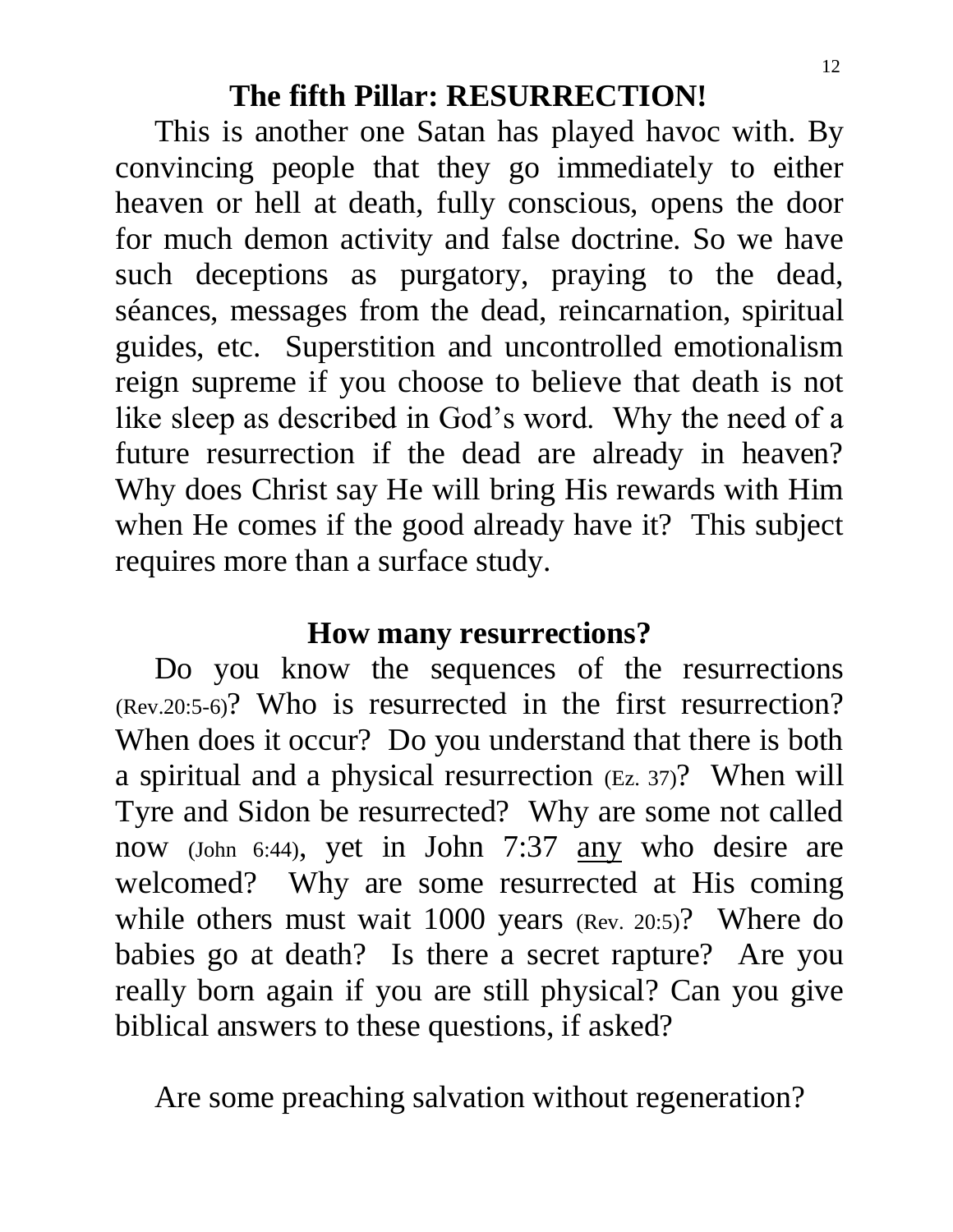## The fifth Pillar: RESURRECTION!

This is another one Satan has played havoc with. By convincing people that they go immediately to either heaven or hell at death, fully conscious, opens the door for much demon activity and false doctrine. So we have such deceptions as purgatory, praying to the dead, séances, messages from the dead, reincarnation, spiritual guides, etc. Superstition and uncontrolled emotionalism reign supreme if you choose to believe that death is not like sleep as described in God's word. Why the need of a future resurrection if the dead are already in heaven? Why does Christ say He will bring His rewards with Him when He comes if the good already have it? This subject requires more than a surface study.

## How many resurrections?

Do you know the sequences of the resurrections (Rev.20:5-6)? Who is resurrected in the first resurrection? When does it occur? Do you understand that there is both a spiritual and a physical resurrection (Ez. 37)? When will Tyre and Sidon be resurrected? Why are some not called now (John 6:44), yet in John 7:37 <u>any</u> who desire are welcomed? Why are some resurrected at His coming while others must wait 1000 years (Rev. 20:5)? Where do babies go at death? Is there a secret rapture? Are you really born again if you are still physical? Can you give biblical answers to these questions, if asked?

Are some preaching salvation without regeneration?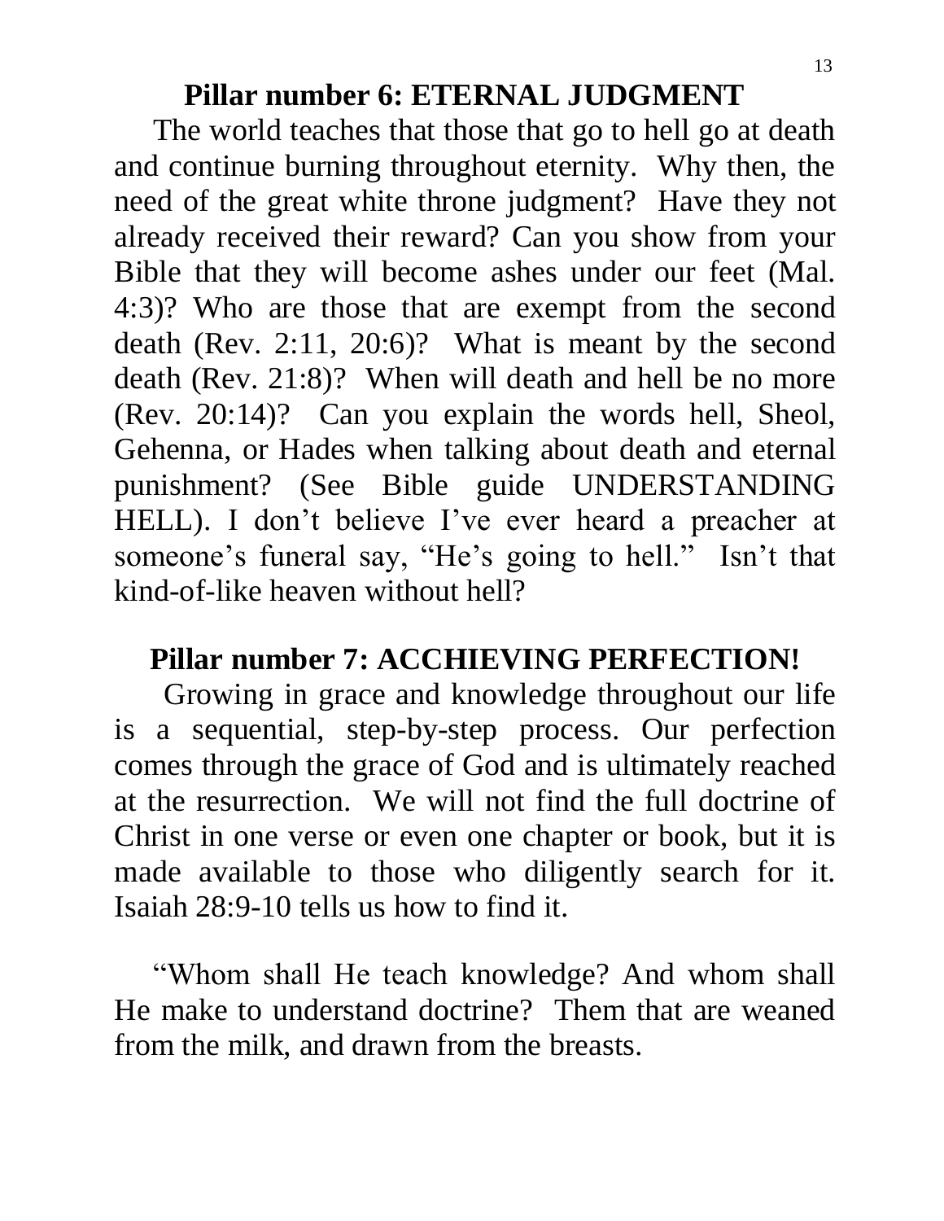## Pillar number 6: ETERNAL JUDGMENT

The world teaches that those that go to hell go at death and continue burning throughout eternity. Why then, the need of the great white throne judgment? Have they not already received their reward? Can you show from your Bible that they will become ashes under our feet (Mal. 4:3)? Who are those that are exempt from the second death (Rev. 2:11, 20:6)? What is meant by the second death (Rev. 21:8)? When will death and hell be no more (Rev. 20:14)? Can you explain the words hell, Sheol, Gehenna, or Hades when talking about death and eternal punishment? (See Bible guide UNDERSTANDING HELL). I don't believe I've ever heard a preacher at someone's funeral say, "He's going to hell." Isn't that kind-of-like heaven without hell?

## Pillar number 7: ACCHIEVING PERFECTION!

Growing in grace and knowledge throughout our life is a sequential, step-by-step process. Our perfection comes through the grace of God and is ultimately reached at the resurrection. We will not find the full doctrine of Christ in one verse or even one chapter or book, but it is made available to those who diligently search for it. Isaiah 28:9-10 tells us how to find it.

"Whom shall He teach knowledge? And whom shall He make to understand doctrine? Them that are weaned from the milk, and drawn from the breasts.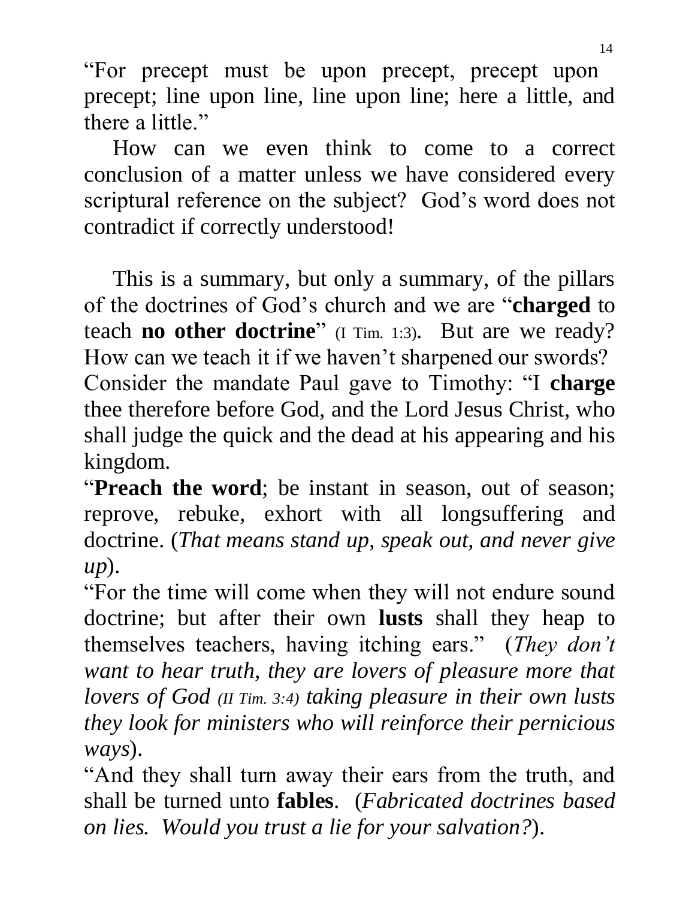"For precept must be upon precept, precept upon precept; line upon line, line upon line; here a little, and there a little."

How can we even think to come to a correct conclusion of a matter unless we have considered every scriptural reference on the subject? God's word does not contradict if correctly understood!

This is a summary, but only a summary, of the pillars of the doctrines of God's church and we are "**charged** to teach **no other doctrine**" (I Tim. 1:3). But are we ready? How can we teach it if we haven't sharpened our swords? Consider the mandate Paul gave to Timothy: "I **charge** thee therefore before God, and the Lord Jesus Christ, who shall judge the quick and the dead at his appearing and his kingdom.

"**Preach the word**; be instant in season, out of season; reprove, rebuke, exhort with all longsuffering and doctrine. (*That means stand up, speak out, and never give up*).

"For the time will come when they will not endure sound doctrine; but after their own **lusts** shall they heap to themselves teachers, having itching ears." (*They don't want to hear truth, they are lovers of pleasure more that lovers of God (II Tim. 3:4) taking pleasure in their own lusts they look for ministers who will reinforce their pernicious ways*).

"And they shall turn away their ears from the truth, and shall be turned unto **fables**. (*Fabricated doctrines based on lies. Would you trust a lie for your salvation?*).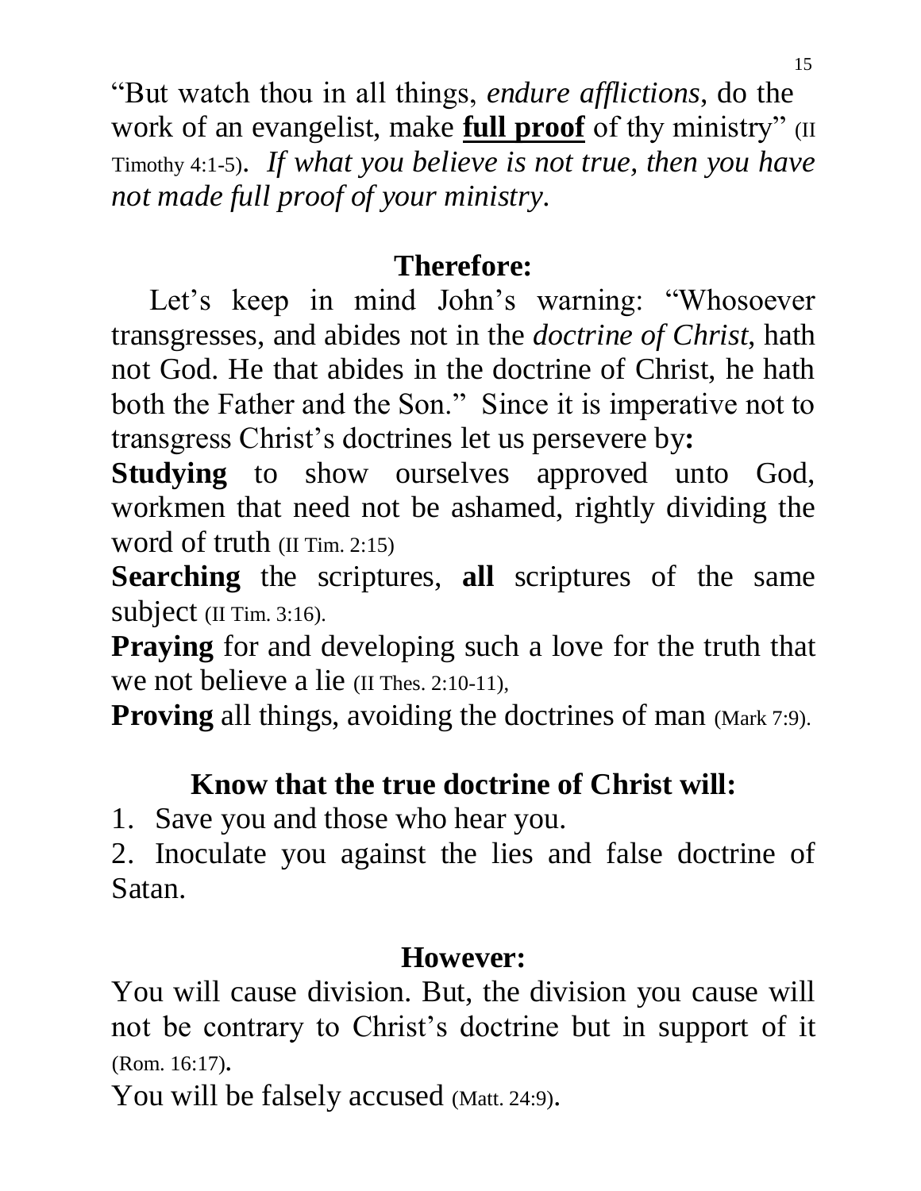"But watch thou in all things, *endure afflictions,* do the work of an evangelist, make **full proof** of thy ministry" (II Timothy 4:1-5). *If what you believe is not true, then you have not made full proof of your ministry.*

## Therefore:

Let's keep in mind John's warning: "Whosoever transgresses, and abides not in the *doctrine of Christ,* hath not God. He that abides in the doctrine of Christ, he hath both the Father and the Son." Since it is imperative not to transgress Christ's doctrines let us persevere by**:**

**Studying** to show ourselves approved unto God, workmen that need not be ashamed, rightly dividing the word of truth (II Tim. 2:15)

**Searching** the scriptures, **all** scriptures of the same subject (II Tim. 3:16).

**Praying** for and developing such a love for the truth that we not believe a lie (II Thes. 2:10-11),

**Proving** all things, avoiding the doctrines of man (Mark 7:9).

## Know that the true doctrine of Christ will:

1. Save you and those who hear you.
2. Inoculate you against the lies and false doctrine of Satan.

## However:

You will cause division. But, the division you cause will not be contrary to Christ's doctrine but in support of it (Rom. 16:17).

You will be falsely accused (Matt. 24:9).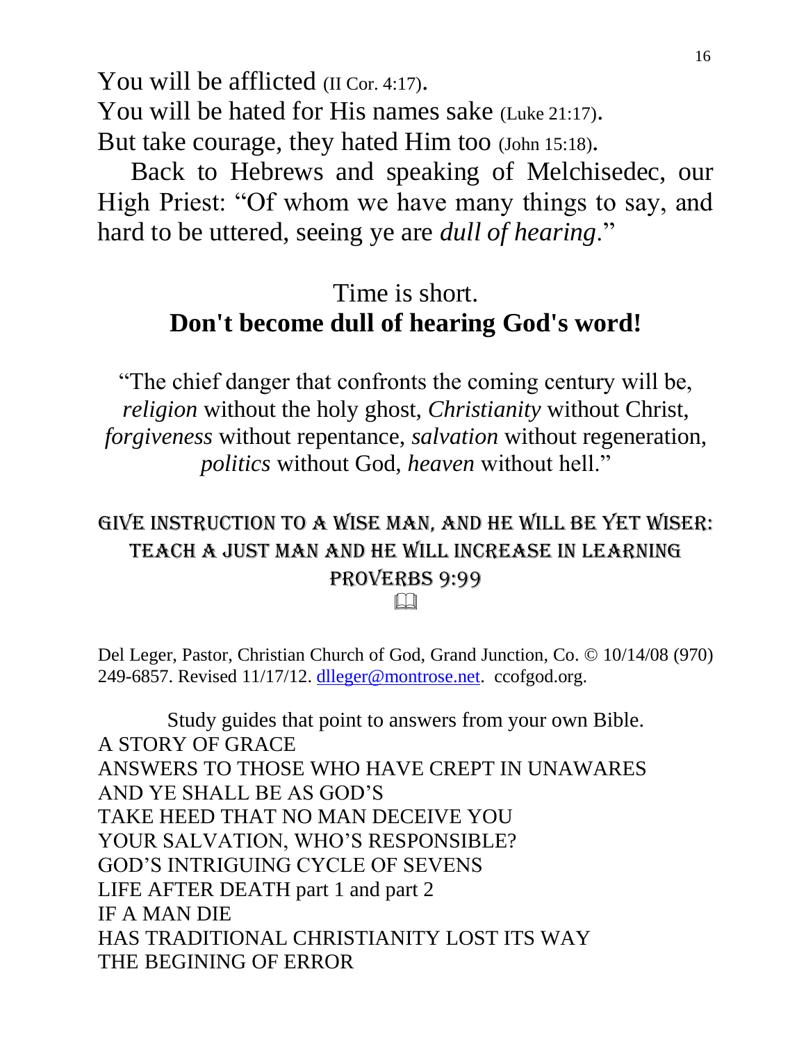You will be afflicted (II Cor. 4:17).
You will be hated for His names sake (Luke 21:17).
But take courage, they hated Him too (John 15:18).

Back to Hebrews and speaking of Melchisedec, our High Priest: "Of whom we have many things to say, and hard to be uttered, seeing ye are *dull of hearing*."

Time is short.
**Don't become dull of hearing God's word!**

"The chief danger that confronts the coming century will be, *religion* without the holy ghost, *Christianity* without Christ, *forgiveness* without repentance, *salvation* without regeneration, *politics* without God, *heaven* without hell."

GIVE INSTRUCTION TO A WISE MAN, AND HE WILL BE YET WISER: TEACH A JUST MAN AND HE WILL INCREASE IN LEARNING
PROVERBS 9:99

Del Leger, Pastor, Christian Church of God, Grand Junction, Co. © 10/14/08 (970) 249-6857. Revised 11/17/12. dlleger@montrose.net. ccofgod.org.

Study guides that point to answers from your own Bible.
A STORY OF GRACE
ANSWERS TO THOSE WHO HAVE CREPT IN UNAWARES
AND YE SHALL BE AS GOD'S
TAKE HEED THAT NO MAN DECEIVE YOU
YOUR SALVATION, WHO'S RESPONSIBLE?
GOD'S INTRIGUING CYCLE OF SEVENS
LIFE AFTER DEATH part 1 and part 2
IF A MAN DIE
HAS TRADITIONAL CHRISTIANITY LOST ITS WAY
THE BEGINING OF ERROR